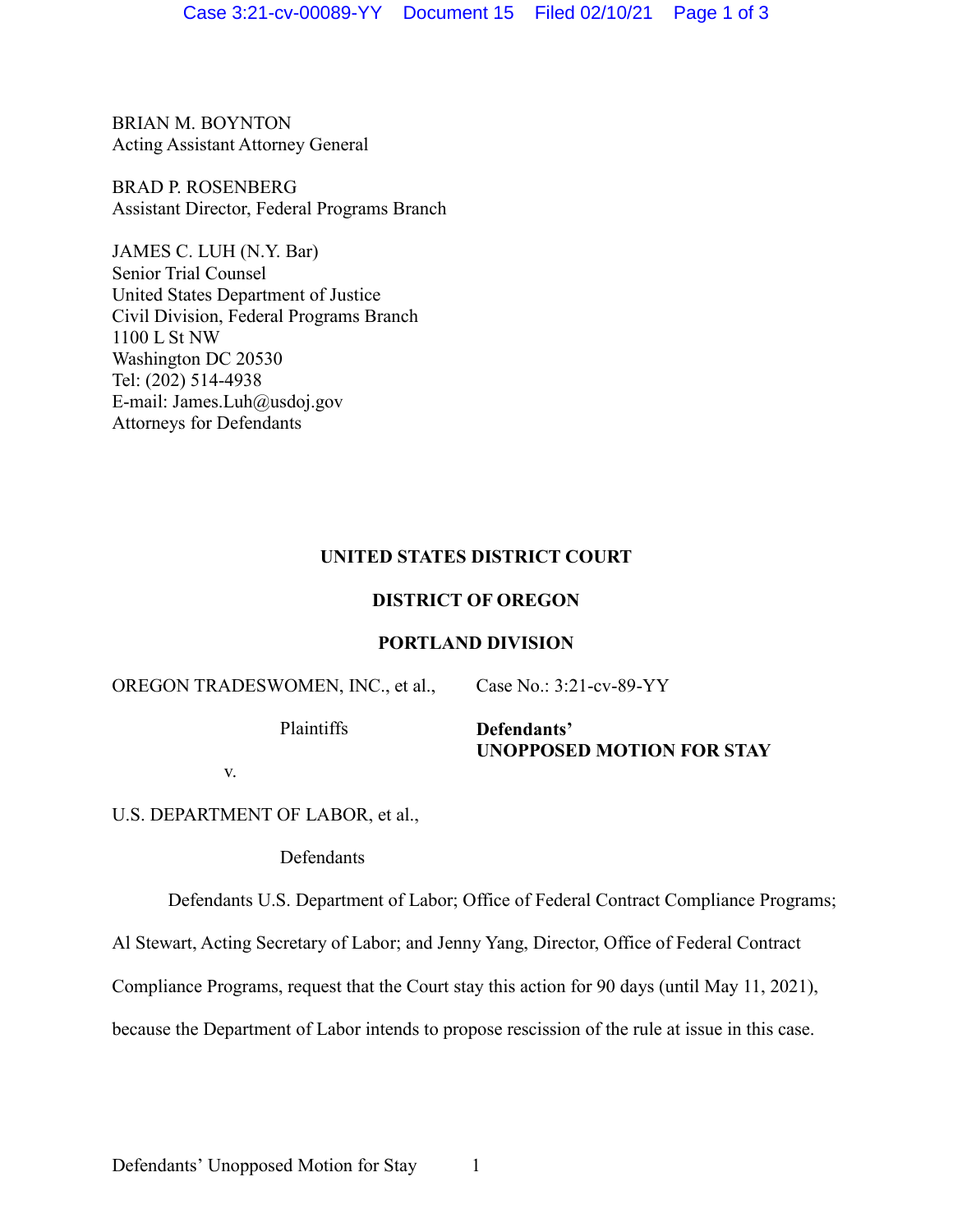BRIAN M. BOYNTON
Acting Assistant Attorney General

BRAD P. ROSENBERG
Assistant Director, Federal Programs Branch

JAMES C. LUH (N.Y. Bar)
Senior Trial Counsel
United States Department of Justice
Civil Division, Federal Programs Branch
1100 L St NW
Washington DC 20530
Tel: (202) 514-4938
E-mail: James.Luh@usdoj.gov
Attorneys for Defendants

**UNITED STATES DISTRICT COURT**

**DISTRICT OF OREGON**

**PORTLAND DIVISION**

OREGON TRADESWOMEN, INC., et al.,

Plaintiffs

v.

U.S. DEPARTMENT OF LABOR, et al.,

Defendants

Case No.: 3:21-cv-89-YY

**Defendants' UNOPPOSED MOTION FOR STAY**

Defendants U.S. Department of Labor; Office of Federal Contract Compliance Programs; Al Stewart, Acting Secretary of Labor; and Jenny Yang, Director, Office of Federal Contract Compliance Programs, request that the Court stay this action for 90 days (until May 11, 2021), because the Department of Labor intends to propose rescission of the rule at issue in this case.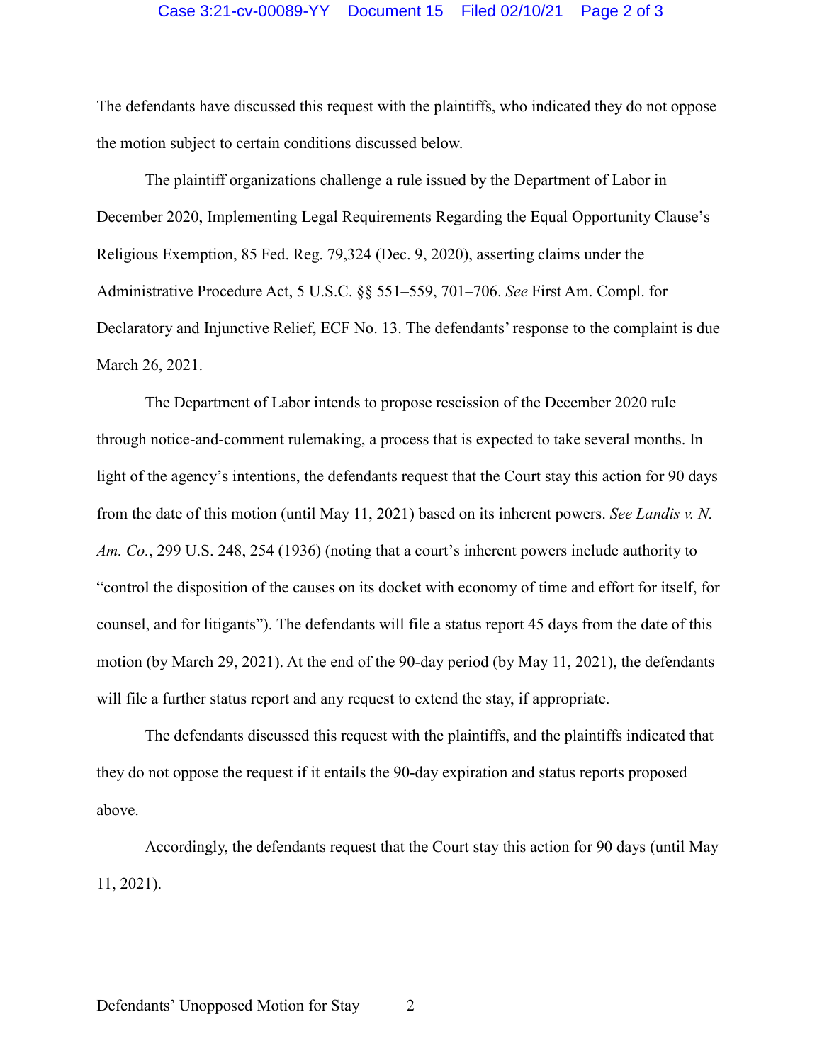The defendants have discussed this request with the plaintiffs, who indicated they do not oppose the motion subject to certain conditions discussed below.

The plaintiff organizations challenge a rule issued by the Department of Labor in December 2020, Implementing Legal Requirements Regarding the Equal Opportunity Clause's Religious Exemption, 85 Fed. Reg. 79,324 (Dec. 9, 2020), asserting claims under the Administrative Procedure Act, 5 U.S.C. §§ 551–559, 701–706. *See* First Am. Compl. for Declaratory and Injunctive Relief, ECF No. 13. The defendants' response to the complaint is due March 26, 2021.

The Department of Labor intends to propose rescission of the December 2020 rule through notice-and-comment rulemaking, a process that is expected to take several months. In light of the agency's intentions, the defendants request that the Court stay this action for 90 days from the date of this motion (until May 11, 2021) based on its inherent powers. *See Landis v. N. Am. Co.*, 299 U.S. 248, 254 (1936) (noting that a court's inherent powers include authority to "control the disposition of the causes on its docket with economy of time and effort for itself, for counsel, and for litigants"). The defendants will file a status report 45 days from the date of this motion (by March 29, 2021). At the end of the 90-day period (by May 11, 2021), the defendants will file a further status report and any request to extend the stay, if appropriate.

The defendants discussed this request with the plaintiffs, and the plaintiffs indicated that they do not oppose the request if it entails the 90-day expiration and status reports proposed above.

Accordingly, the defendants request that the Court stay this action for 90 days (until May 11, 2021).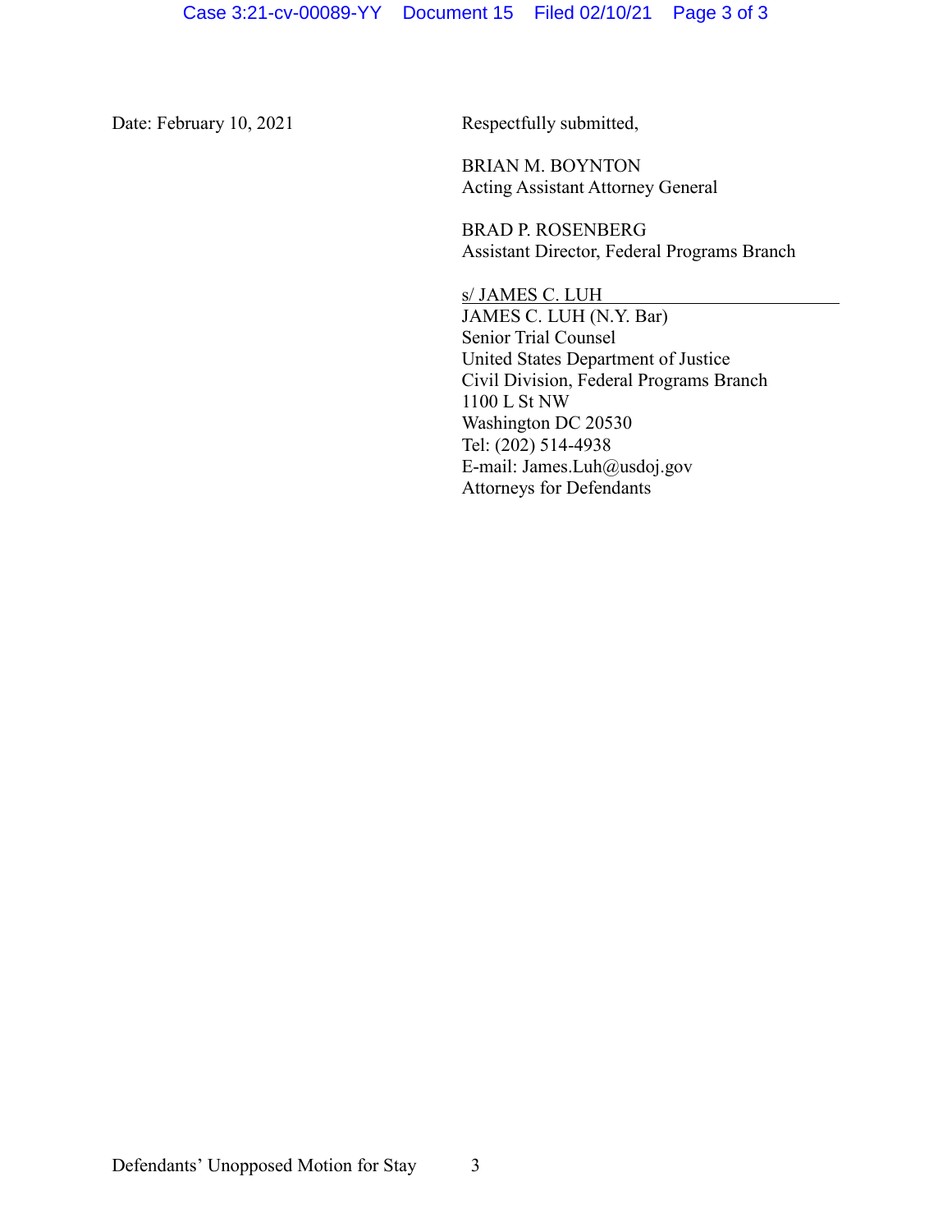Date: February 10, 2021

Respectfully submitted,

BRIAN M. BOYNTON
Acting Assistant Attorney General

BRAD P. ROSENBERG
Assistant Director, Federal Programs Branch

s/ JAMES C. LUH
JAMES C. LUH (N.Y. Bar)
Senior Trial Counsel
United States Department of Justice
Civil Division, Federal Programs Branch
1100 L St NW
Washington DC 20530
Tel: (202) 514-4938
E-mail: James.Luh@usdoj.gov
Attorneys for Defendants